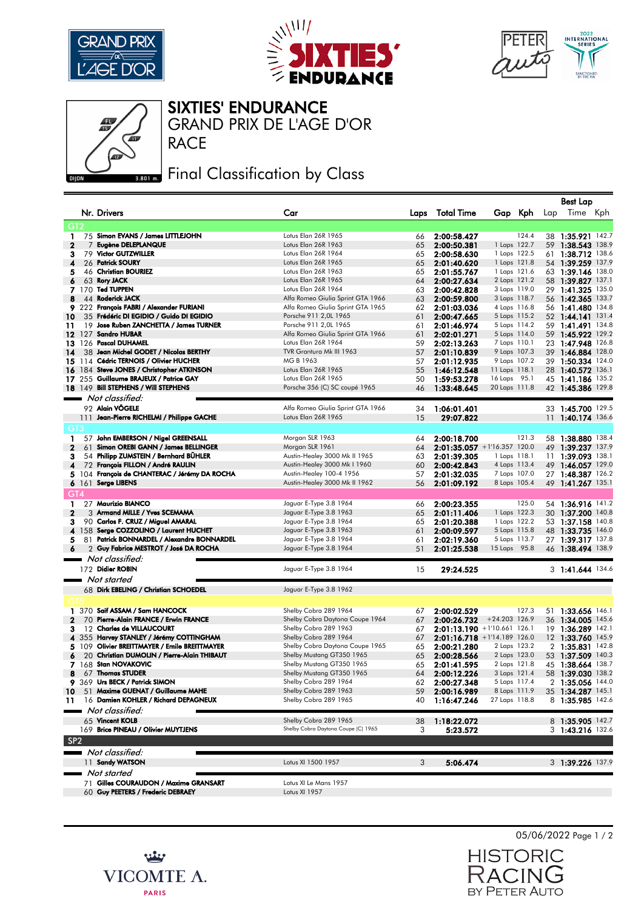# SIXTIES' ENDURANCE

## GRAND PRIX DE L'AGE D'OR

## RACE

## Final Classification by Class

DIJON 3.801 m.

| | Nr. | Drivers | Car | Laps | Total Time | Gap | Kph | Best Lap | Time | Kph |
|---|---|---|---|---|---|---|---|---|---|---|
| **GT2** | | | | | | | | | | |
| 1 | 75 | Simon EVANS / James LITTLEJOHN | Lotus Elan 26R 1965 | 66 | 2:00:58.427 | | 124.4 | 38 | 1:35.921 | 142.7 |
| 2 | 7 | Eugène DELEPLANQUE | Lotus Elan 26R 1963 | 65 | 2:00:50.381 | 1 Laps | 122.7 | 59 | 1:38.543 | 138.9 |
| 3 | 79 | Victor GUTZWILLER | Lotus Elan 26R 1964 | 65 | 2:00:58.630 | 1 Laps | 122.5 | 61 | 1:38.712 | 138.6 |
| 4 | 26 | Patrick SOURY | Lotus Elan 26R 1965 | 65 | 2:01:40.620 | 1 Laps | 121.8 | 54 | 1:39.259 | 137.9 |
| 5 | 46 | Christian BOURIEZ | Lotus Elan 26R 1963 | 65 | 2:01:55.767 | 1 Laps | 121.6 | 63 | 1:39.146 | 138.0 |
| 6 | 63 | Rory JACK | Lotus Elan 26R 1965 | 64 | 2:00:27.634 | 2 Laps | 121.2 | 58 | 1:39.827 | 137.1 |
| 7 | 170 | Ted TUPPEN | Lotus Elan 26R 1964 | 63 | 2:00:42.828 | 3 Laps | 119.0 | 29 | 1:41.325 | 135.0 |
| 8 | 44 | Roderick JACK | Alfa Romeo Giulia Sprint GTA 1966 | 63 | 2:00:59.800 | 3 Laps | 118.7 | 56 | 1:42.365 | 133.7 |
| 9 | 222 | François FABRI / Alexander FURIANI | Alfa Romeo Giulia Sprint GTA 1965 | 62 | 2:01:03.036 | 4 Laps | 116.8 | 56 | 1:41.480 | 134.8 |
| 10 | 35 | Frédéric DI EGIDIO / Guido DI EGIDIO | Porsche 911 2,0L 1965 | 61 | 2:00:47.665 | 5 Laps | 115.2 | 52 | 1:44.141 | 131.4 |
| 11 | 19 | Jose Ruben ZANCHETTA / James TURNER | Porsche 911 2,0L 1965 | 61 | 2:01:46.974 | 5 Laps | 114.2 | 59 | 1:41.491 | 134.8 |
| 12 | 127 | Sandro HUBAR | Alfa Romeo Giulia Sprint GTA 1966 | 61 | 2:02:01.271 | 5 Laps | 114.0 | 59 | 1:45.922 | 129.2 |
| 13 | 126 | Pascal DUHAMEL | Lotus Elan 26R 1965 | 59 | 2:02:13.263 | 7 Laps | 110.1 | 23 | 1:47.948 | 126.8 |
| 14 | 38 | Jean Michel GODET / Nicolas BERTHY | TVR Grantura Mk III 1963 | 57 | 2:01:10.839 | 9 Laps | 107.3 | 39 | 1:46.884 | 128.0 |
| 15 | 114 | Cédric TERNOIS / Olivier HUCHER | MG B 1963 | 57 | 2:01:12.935 | 9 Laps | 107.2 | 39 | 1:50.334 | 124.0 |
| 16 | 184 | Steve JONES / Christopher ATKINSON | Lotus Elan 26R 1965 | 55 | 1:46:12.548 | 11 Laps | 118.1 | 28 | 1:40.572 | 136.1 |
| 17 | 255 | Guillaume BRAJEUX / Patrice GAY | Lotus Elan 26R 1965 | 50 | 1:59:53.278 | 16 Laps | 95.1 | 45 | 1:41.186 | 135.2 |
| 18 | 149 | Bill STEPHENS / Will STEPHENS | Porsche 356 (C) SC coupé 1965 | 46 | 1:33:48.645 | 20 Laps | 111.8 | 42 | 1:45.386 | 129.8 |
| *Not classified:* | | | | | | | | | | |
| | 92 | Alain VÖGELE | Alfa Romeo Giulia Sprint GTA 1966 | 34 | 1:06:01.401 | | | 33 | 1:45.700 | 129.5 |
| | 111 | Jean-Pierre RICHELMI / Philippe GACHE | Lotus Elan 26R 1965 | 15 | 29:07.822 | | | 11 | 1:40.174 | 136.6 |
| **GT3** | | | | | | | | | | |
| 1 | 57 | John EMBERSON / Nigel GREENSALL | Morgan SLR 1963 | 64 | 2:00:18.700 | | 121.3 | 58 | 1:38.880 | 138.4 |
| 2 | 61 | Simon OREBI GANN / James BELLINGER | Morgan SLR 1961 | 64 | 2:01:35.057 | +1'16.357 | 120.0 | 49 | 1:39.237 | 137.9 |
| 3 | 54 | Philipp ZUMSTEIN / Bernhard BÜHLER | Austin-Healey 3000 Mk II 1965 | 63 | 2:01:39.305 | 1 Laps | 118.1 | 11 | 1:39.093 | 138.1 |
| 4 | 72 | François FILLON / André RAULIN | Austin-Healey 3000 Mk I 1960 | 60 | 2:00:42.843 | 4 Laps | 113.4 | 49 | 1:46.057 | 129.0 |
| 5 | 104 | François de CHANTERAC / Jérémy DA ROCHA | Austin-Healey 100-4 1956 | 57 | 2:01:32.035 | 7 Laps | 107.0 | 27 | 1:48.387 | 126.2 |
| 6 | 161 | Serge LIBENS | Austin-Healey 3000 Mk II 1962 | 56 | 2:01:09.192 | 8 Laps | 105.4 | 49 | 1:41.267 | 135.1 |
| **GT4** | | | | | | | | | | |
| 1 | 27 | Maurizio BIANCO | Jaguar E-Type 3.8 1964 | 66 | 2:00:23.355 | | 125.0 | 54 | 1:36.916 | 141.2 |
| 2 | 3 | Armand MILLE / Yves SCEMAMA | Jaguar E-Type 3.8 1963 | 65 | 2:01:11.406 | 1 Laps | 122.3 | 30 | 1:37.200 | 140.8 |
| 3 | 90 | Carlos F. CRUZ / Miguel AMARAL | Jaguar E-Type 3.8 1964 | 65 | 2:01:20.388 | 1 Laps | 122.2 | 53 | 1:37.158 | 140.8 |
| 4 | 158 | Serge COZZOLINO / Laurent HUCHET | Jaguar E-Type 3.8 1963 | 61 | 2:00:09.597 | 5 Laps | 115.8 | 48 | 1:33.735 | 146.0 |
| 5 | 81 | Patrick BONNARDEL / Alexandre BONNARDEL | Jaguar E-Type 3.8 1964 | 61 | 2:02:19.360 | 5 Laps | 113.7 | 27 | 1:39.317 | 137.8 |
| 6 | 2 | Guy Fabrice MESTROT / José DA ROCHA | Jaguar E-Type 3.8 1964 | 51 | 2:01:25.538 | 15 Laps | 95.8 | 46 | 1:38.494 | 138.9 |
| *Not classified:* | | | | | | | | | | |
| | 172 | Didier ROBIN | Jaguar E-Type 3.8 1964 | 15 | 29:24.525 | | | 3 | 1:41.644 | 134.6 |
| *Not started* | | | | | | | | | | |
| | 68 | Dirk EBELING / Christian SCHOEDEL | Jaguar E-Type 3.8 1962 | | | | | | | |
| **GT5** | | | | | | | | | | |
| 1 | 370 | Saif ASSAM / Sam HANCOCK | Shelby Cobra 289 1964 | 67 | 2:00:02.529 | | 127.3 | 51 | 1:33.656 | 146.1 |
| 2 | 70 | Pierre-Alain FRANCE / Erwin FRANCE | Shelby Cobra Daytona Coupe 1964 | 67 | 2:00:26.732 | +24.203 | 126.9 | 36 | 1:34.005 | 145.6 |
| 3 | 12 | Charles de VILLAUCOURT | Shelby Cobra 289 1963 | 67 | 2:01:13.190 | +1'10.661 | 126.1 | 19 | 1:36.289 | 142.1 |
| 4 | 355 | Harvey STANLEY / Jérémy COTTINGHAM | Shelby Cobra 289 1964 | 67 | 2:01:16.718 | +1'14.189 | 126.0 | 12 | 1:33.760 | 145.9 |
| 5 | 109 | Olivier BREITTMAYER / Emile BREITTMAYER | Shelby Cobra Daytona Coupe 1965 | 65 | 2:00:21.280 | 2 Laps | 123.2 | 2 | 1:35.831 | 142.8 |
| 6 | 20 | Christian DUMOLIN / Pierre-Alain THIBAUT | Shelby Mustang GT350 1965 | 65 | 2:00:28.566 | 2 Laps | 123.0 | 53 | 1:37.509 | 140.3 |
| 7 | 168 | Stan NOVAKOVIC | Shelby Mustang GT350 1965 | 65 | 2:01:41.595 | 2 Laps | 121.8 | 45 | 1:38.664 | 138.7 |
| 8 | 67 | Thomas STUDER | Shelby Mustang GT350 1965 | 64 | 2:00:12.226 | 3 Laps | 121.4 | 58 | 1:39.030 | 138.2 |
| 9 | 369 | Urs BECK / Patrick SIMON | Shelby Cobra 289 1964 | 62 | 2:00:27.348 | 5 Laps | 117.4 | 2 | 1:35.056 | 144.0 |
| 10 | 51 | Maxime GUENAT / Guillaume MAHE | Shelby Cobra 289 1963 | 59 | 2:00:16.989 | 8 Laps | 111.9 | 35 | 1:34.287 | 145.1 |
| 11 | 16 | Damien KOHLER / Richard DEPAGNEUX | Shelby Cobra 289 1965 | 40 | 1:16:47.246 | 27 Laps | 118.8 | 8 | 1:35.985 | 142.6 |
| *Not classified:* | | | | | | | | | | |
| | 65 | Vincent KOLB | Shelby Cobra 289 1965 | 38 | 1:18:22.072 | | | 8 | 1:35.905 | 142.7 |
| | 169 | Brice PINEAU / Olivier MUYTJENS | Shelby Cobra Daytona Coupe (C) 1965 | 3 | 5:23.572 | | | 3 | 1:43.216 | 132.6 |
| **SP2** | | | | | | | | | | |
| *Not classified:* | | | | | | | | | | |
| | 11 | Sandy WATSON | Lotus XI 1500 1957 | 3 | 5:06.474 | | | 3 | 1:39.226 | 137.9 |
| *Not started* | | | | | | | | | | |
| | 71 | Gilles COURAUDON / Maxime GRANSART | Lotus XI Le Mans 1957 | | | | | | | |
| | 60 | Guy PEETERS / Frederic DEBRAEY | Lotus XI 1957 | | | | | | | |

05/06/2022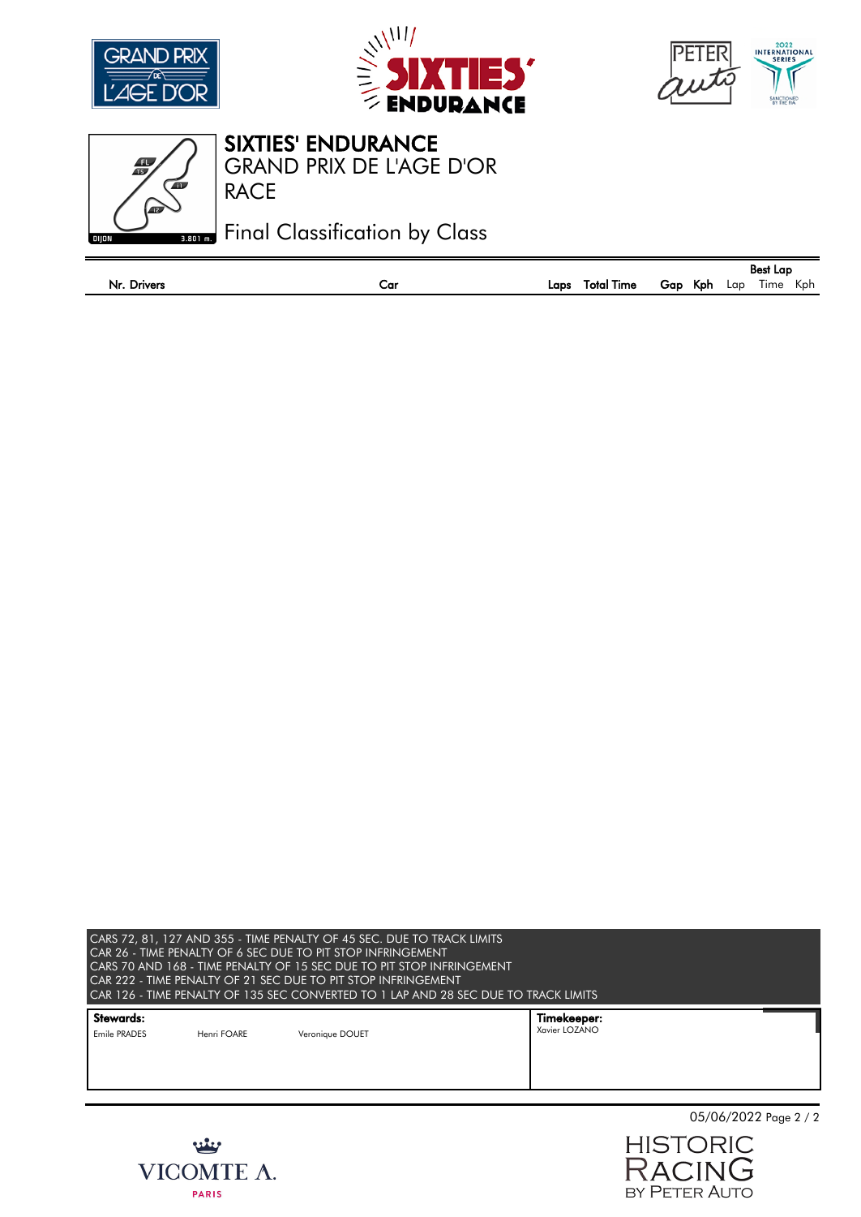# SIXTIES' ENDURANCE

## GRAND PRIX DE L'AGE D'OR

## RACE

## Final Classification by Class

| Nr. | Drivers | Car | Laps | Total Time | Gap | Kph | Best Lap Lap | Best Lap Time | Best Lap Kph |
|---|---|---|---|---|---|---|---|---|---|

CARS 72, 81, 127 AND 355 - TIME PENALTY OF 45 SEC. DUE TO TRACK LIMITS
CAR 26 - TIME PENALTY OF 6 SEC DUE TO PIT STOP INFRINGEMENT
CARS 70 AND 168 - TIME PENALTY OF 15 SEC DUE TO PIT STOP INFRINGEMENT
CAR 222 - TIME PENALTY OF 21 SEC DUE TO PIT STOP INFRINGEMENT
CAR 126 - TIME PENALTY OF 135 SEC CONVERTED TO 1 LAP AND 28 SEC DUE TO TRACK LIMITS

**Stewards:**
Emile PRADES    Henri FOARE    Veronique DOUET

**Timekeeper:**
Xavier LOZANO

05/06/2022